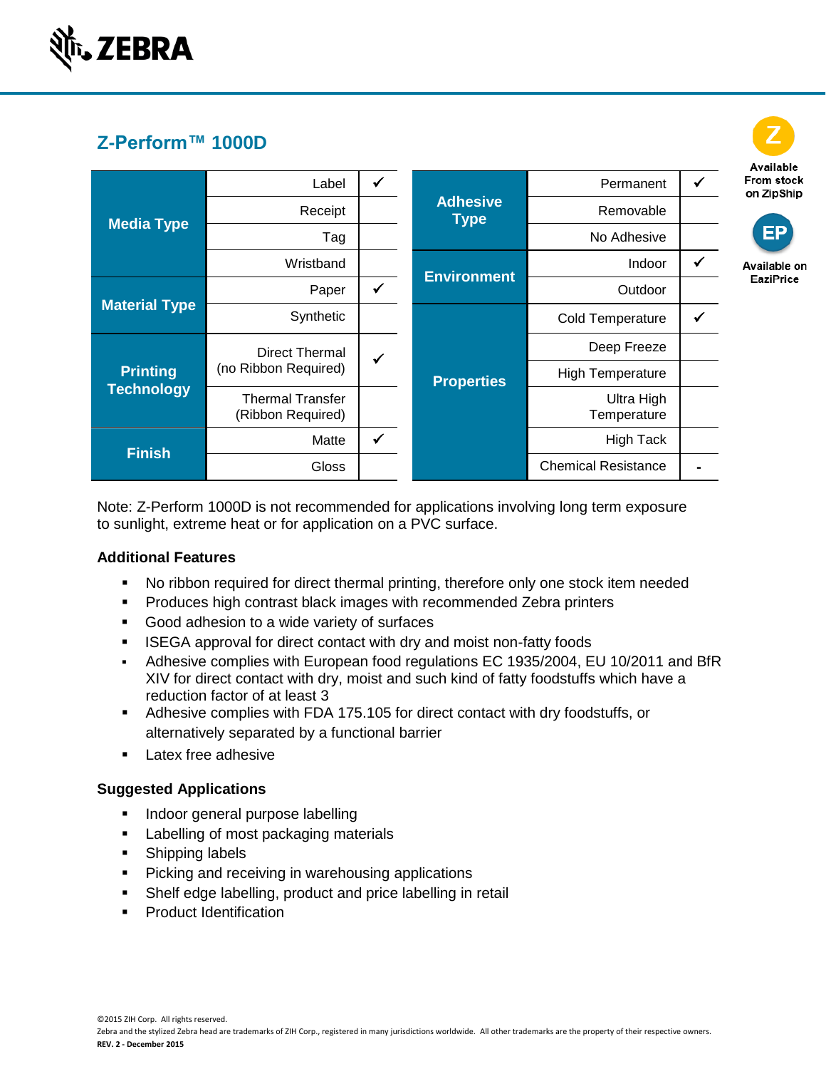## Z-Perform™ 1000D

| Category | Option | |
|---|---|---|
| Media Type | Label | ✓ |
| | Receipt | |
| | Tag | |
| | Wristband | |
| Material Type | Paper | ✓ |
| | Synthetic | |
| Printing Technology | Direct Thermal (no Ribbon Required) | ✓ |
| | Thermal Transfer (Ribbon Required) | |
| Finish | Matte | ✓ |
| | Gloss | |

| Category | Option | |
|---|---|---|
| Adhesive Type | Permanent | ✓ |
| | Removable | |
| | No Adhesive | |
| Environment | Indoor | ✓ |
| | Outdoor | |
| Properties | Cold Temperature | ✓ |
| | Deep Freeze | |
| | High Temperature | |
| | Ultra High Temperature | |
| | High Tack | |
| | Chemical Resistance | - |

**Z** Available From stock on ZipShip

**EP** Available on EaziPrice

Note: Z-Perform 1000D is not recommended for applications involving long term exposure to sunlight, extreme heat or for application on a PVC surface.

### Additional Features

- No ribbon required for direct thermal printing, therefore only one stock item needed
- Produces high contrast black images with recommended Zebra printers
- Good adhesion to a wide variety of surfaces
- ISEGA approval for direct contact with dry and moist non-fatty foods
- Adhesive complies with European food regulations EC 1935/2004, EU 10/2011 and BfR XIV for direct contact with dry, moist and such kind of fatty foodstuffs which have a reduction factor of at least 3
- Adhesive complies with FDA 175.105 for direct contact with dry foodstuffs, or alternatively separated by a functional barrier
- Latex free adhesive

### Suggested Applications

- Indoor general purpose labelling
- Labelling of most packaging materials
- Shipping labels
- Picking and receiving in warehousing applications
- Shelf edge labelling, product and price labelling in retail
- Product Identification

©2015 ZIH Corp. All rights reserved.
Zebra and the stylized Zebra head are trademarks of ZIH Corp., registered in many jurisdictions worldwide. All other trademarks are the property of their respective owners.
**REV. 2 - December 2015**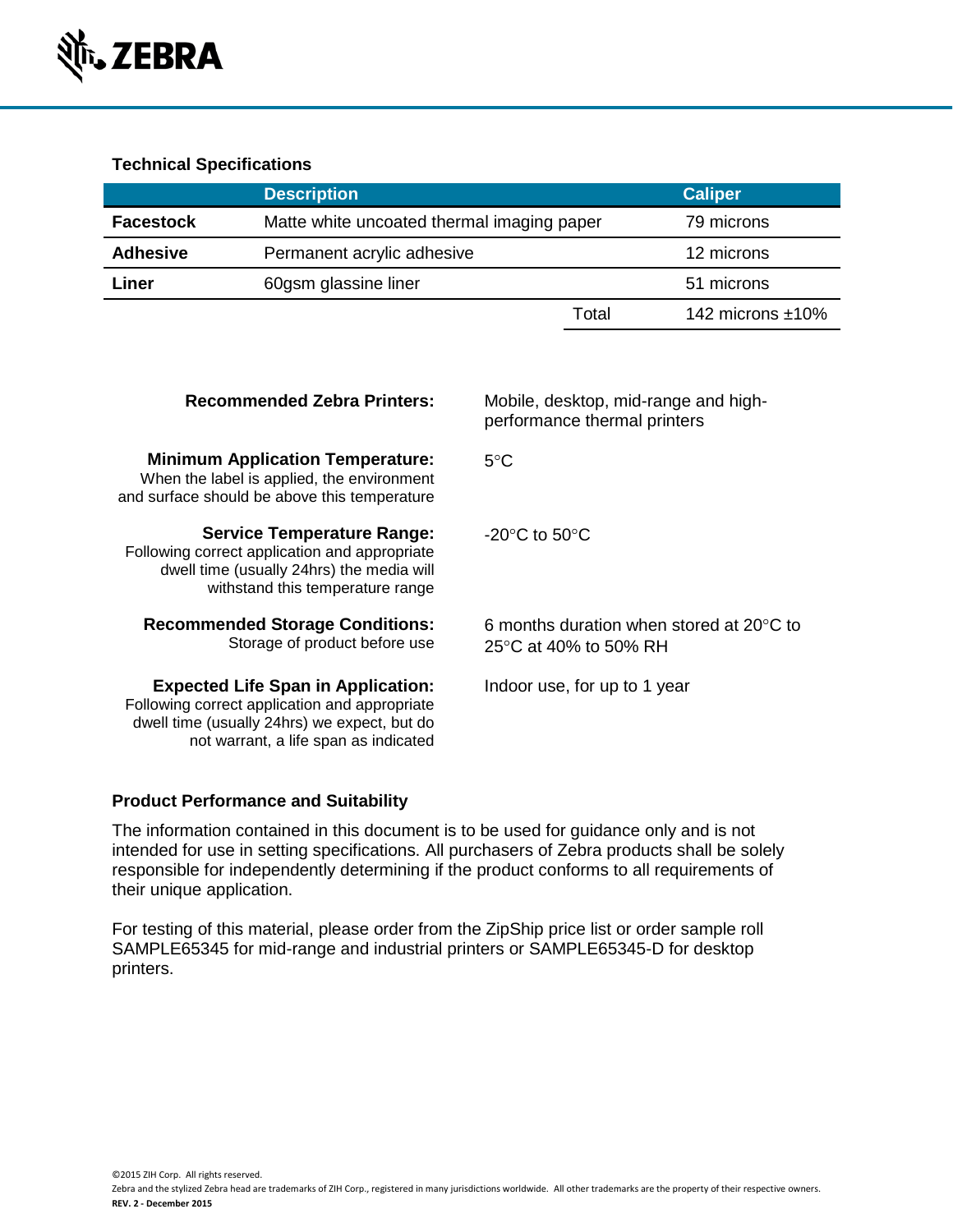## Technical Specifications

| | Description | | Caliper |
|---|---|---|---|
| **Facestock** | Matte white uncoated thermal imaging paper | | 79 microns |
| **Adhesive** | Permanent acrylic adhesive | | 12 microns |
| **Liner** | 60gsm glassine liner | | 51 microns |
| | | Total | 142 microns ±10% |

| | |
|---|---|
| **Recommended Zebra Printers:** | Mobile, desktop, mid-range and high-performance thermal printers |
| **Minimum Application Temperature:** When the label is applied, the environment and surface should be above this temperature | 5°C |
| **Service Temperature Range:** Following correct application and appropriate dwell time (usually 24hrs) the media will withstand this temperature range | -20°C to 50°C |
| **Recommended Storage Conditions:** Storage of product before use | 6 months duration when stored at 20°C to 25°C at 40% to 50% RH |
| **Expected Life Span in Application:** Following correct application and appropriate dwell time (usually 24hrs) we expect, but do not warrant, a life span as indicated | Indoor use, for up to 1 year |

## Product Performance and Suitability

The information contained in this document is to be used for guidance only and is not intended for use in setting specifications. All purchasers of Zebra products shall be solely responsible for independently determining if the product conforms to all requirements of their unique application.

For testing of this material, please order from the ZipShip price list or order sample roll SAMPLE65345 for mid-range and industrial printers or SAMPLE65345-D for desktop printers.

©2015 ZIH Corp. All rights reserved.
Zebra and the stylized Zebra head are trademarks of ZIH Corp., registered in many jurisdictions worldwide. All other trademarks are the property of their respective owners.
**REV. 2 - December 2015**